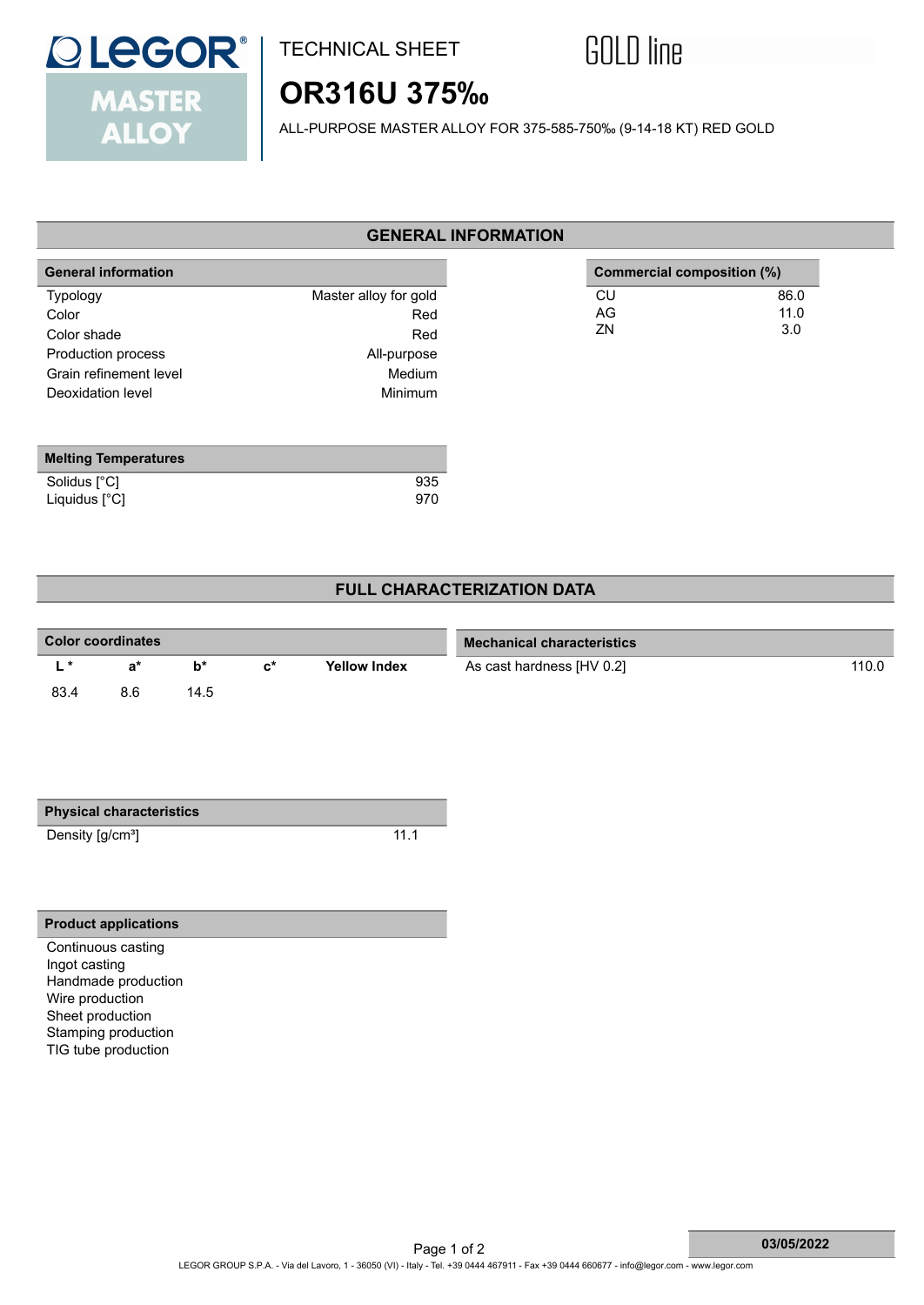LEGOR® MASTER ALLOY

TECHNICAL SHEET

GOLD line

# OR316U 375‰

ALL-PURPOSE MASTER ALLOY FOR 375-585-750‰ (9-14-18 KT) RED GOLD

## GENERAL INFORMATION

| General information | |
|---|---|
| Typology | Master alloy for gold |
| Color | Red |
| Color shade | Red |
| Production process | All-purpose |
| Grain refinement level | Medium |
| Deoxidation level | Minimum |

| Commercial composition (%) | |
|---|---|
| CU | 86.0 |
| AG | 11.0 |
| ZN | 3.0 |

| Melting Temperatures | |
|---|---|
| Solidus [°C] | 935 |
| Liquidus [°C] | 970 |

## FULL CHARACTERIZATION DATA

| Color coordinates | | | | |
|---|---|---|---|---|
| L * | a* | b* | c* | Yellow Index |
| 83.4 | 8.6 | 14.5 | | |

| Mechanical characteristics | |
|---|---|
| As cast hardness [HV 0.2] | 110.0 |

| Physical characteristics | |
|---|---|
| Density [g/cm³] | 11.1 |

| Product applications |
|---|
| Continuous casting |
| Ingot casting |
| Handmade production |
| Wire production |
| Sheet production |
| Stamping production |
| TIG tube production |

03/05/2022

LEGOR GROUP S.P.A. - Via del Lavoro, 1 - 36050 (VI) - Italy - Tel. +39 0444 467911 - Fax +39 0444 660677 - info@legor.com - www.legor.com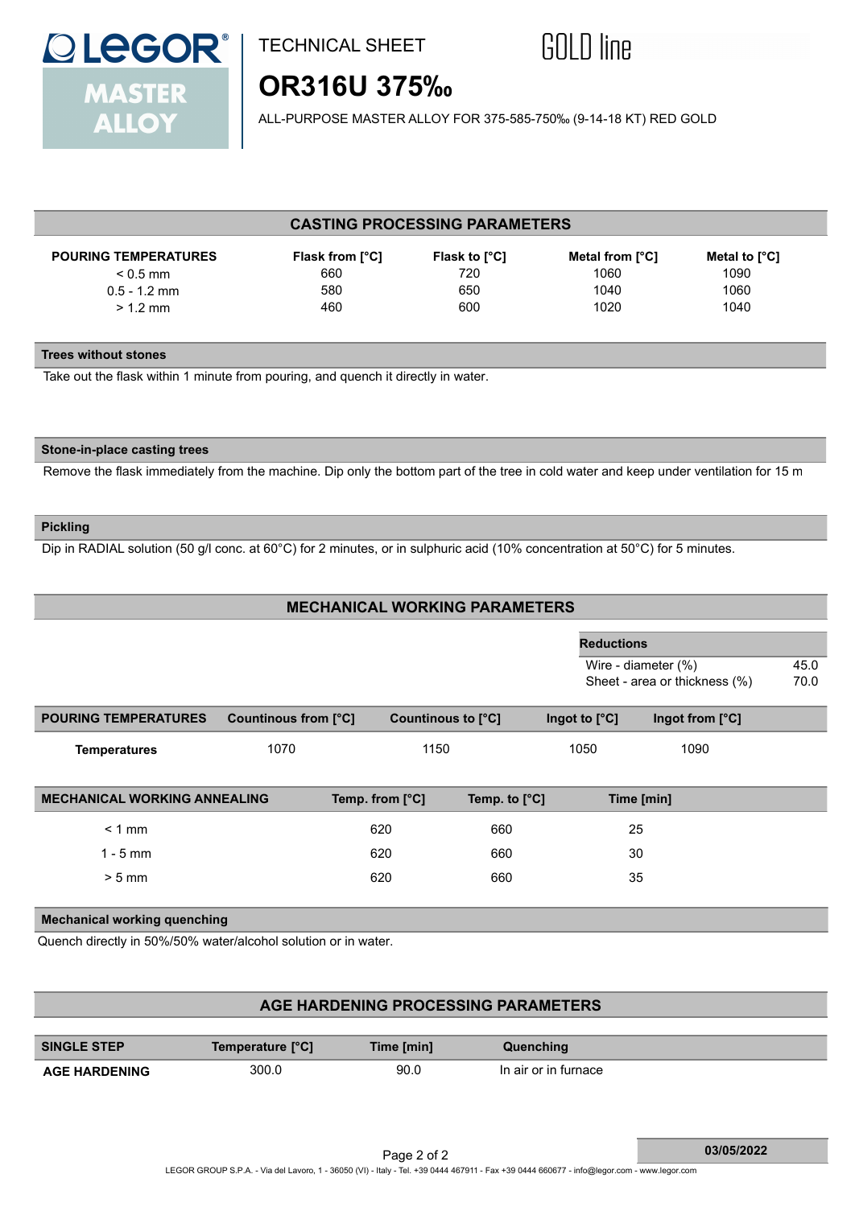TECHNICAL SHEET

GOLD line

# OR316U 375‰

ALL-PURPOSE MASTER ALLOY FOR 375-585-750‰ (9-14-18 KT) RED GOLD

## CASTING PROCESSING PARAMETERS

| POURING TEMPERATURES | Flask from [°C] | Flask to [°C] | Metal from [°C] | Metal to [°C] |
|---|---|---|---|---|
| < 0.5 mm | 660 | 720 | 1060 | 1090 |
| 0.5 - 1.2 mm | 580 | 650 | 1040 | 1060 |
| > 1.2 mm | 460 | 600 | 1020 | 1040 |

### Trees without stones

Take out the flask within 1 minute from pouring, and quench it directly in water.

### Stone-in-place casting trees

Remove the flask immediately from the machine. Dip only the bottom part of the tree in cold water and keep under ventilation for 15 m

### Pickling

Dip in RADIAL solution (50 g/l conc. at 60°C) for 2 minutes, or in sulphuric acid (10% concentration at 50°C) for 5 minutes.

## MECHANICAL WORKING PARAMETERS

| Reductions | |
|---|---|
| Wire - diameter (%) | 45.0 |
| Sheet - area or thickness (%) | 70.0 |

| POURING TEMPERATURES | Countinous from [°C] | Countinous to [°C] | Ingot to [°C] | Ingot from [°C] |
|---|---|---|---|---|
| **Temperatures** | 1070 | 1150 | 1050 | 1090 |

| MECHANICAL WORKING ANNEALING | Temp. from [°C] | Temp. to [°C] | Time [min] |
|---|---|---|---|
| < 1 mm | 620 | 660 | 25 |
| 1 - 5 mm | 620 | 660 | 30 |
| > 5 mm | 620 | 660 | 35 |

### Mechanical working quenching

Quench directly in 50%/50% water/alcohol solution or in water.

## AGE HARDENING PROCESSING PARAMETERS

| SINGLE STEP | Temperature [°C] | Time [min] | Quenching |
|---|---|---|---|
| **AGE HARDENING** | 300.0 | 90.0 | In air or in furnace |

03/05/2022